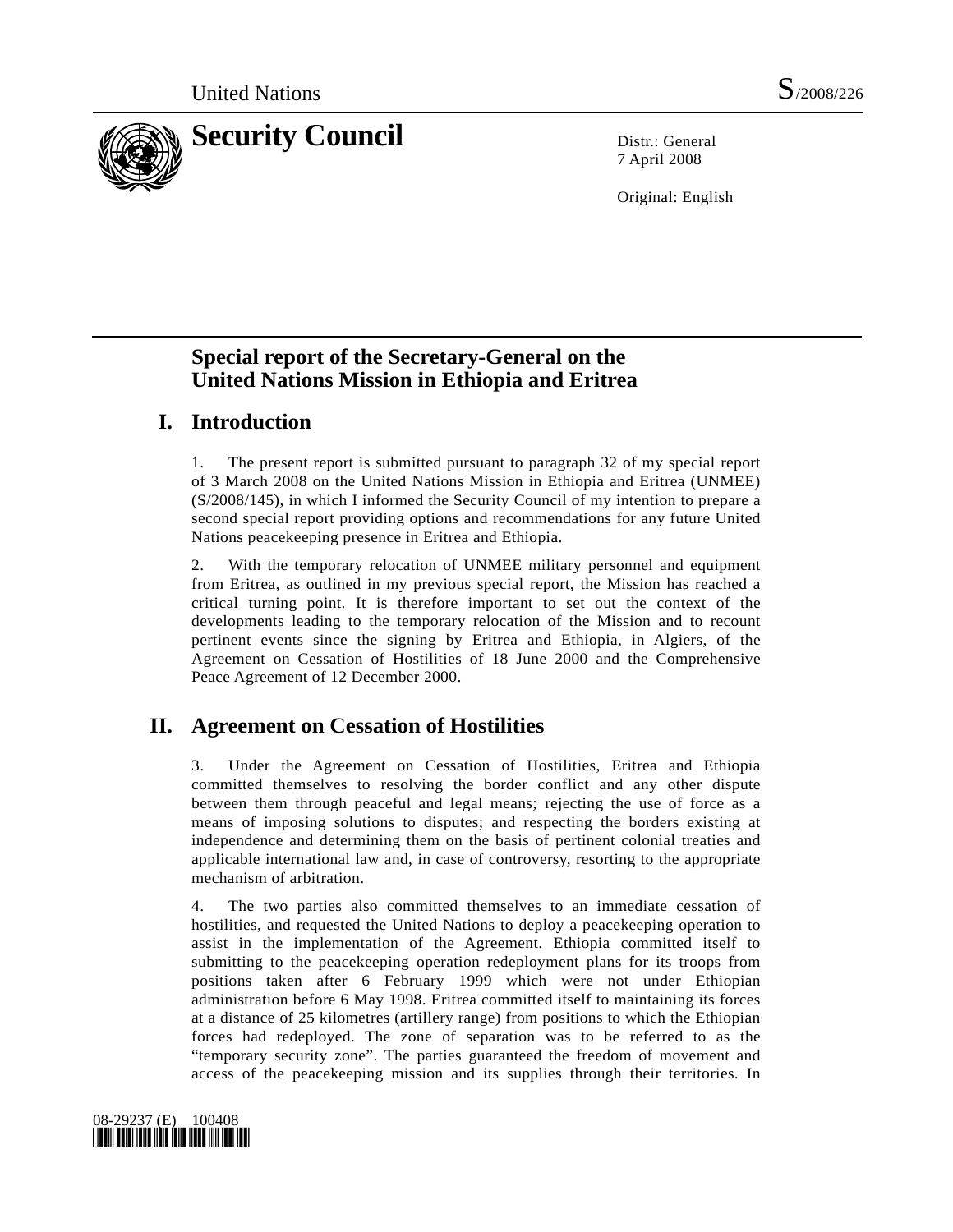United Nations S/2008/226

# Security Council

Distr.: General
7 April 2008

Original: English

## Special report of the Secretary-General on the United Nations Mission in Ethiopia and Eritrea

## I. Introduction

1. The present report is submitted pursuant to paragraph 32 of my special report of 3 March 2008 on the United Nations Mission in Ethiopia and Eritrea (UNMEE) (S/2008/145), in which I informed the Security Council of my intention to prepare a second special report providing options and recommendations for any future United Nations peacekeeping presence in Eritrea and Ethiopia.

2. With the temporary relocation of UNMEE military personnel and equipment from Eritrea, as outlined in my previous special report, the Mission has reached a critical turning point. It is therefore important to set out the context of the developments leading to the temporary relocation of the Mission and to recount pertinent events since the signing by Eritrea and Ethiopia, in Algiers, of the Agreement on Cessation of Hostilities of 18 June 2000 and the Comprehensive Peace Agreement of 12 December 2000.

## II. Agreement on Cessation of Hostilities

3. Under the Agreement on Cessation of Hostilities, Eritrea and Ethiopia committed themselves to resolving the border conflict and any other dispute between them through peaceful and legal means; rejecting the use of force as a means of imposing solutions to disputes; and respecting the borders existing at independence and determining them on the basis of pertinent colonial treaties and applicable international law and, in case of controversy, resorting to the appropriate mechanism of arbitration.

4. The two parties also committed themselves to an immediate cessation of hostilities, and requested the United Nations to deploy a peacekeeping operation to assist in the implementation of the Agreement. Ethiopia committed itself to submitting to the peacekeeping operation redeployment plans for its troops from positions taken after 6 February 1999 which were not under Ethiopian administration before 6 May 1998. Eritrea committed itself to maintaining its forces at a distance of 25 kilometres (artillery range) from positions to which the Ethiopian forces had redeployed. The zone of separation was to be referred to as the "temporary security zone". The parties guaranteed the freedom of movement and access of the peacekeeping mission and its supplies through their territories. In

08-29237 (E) 100408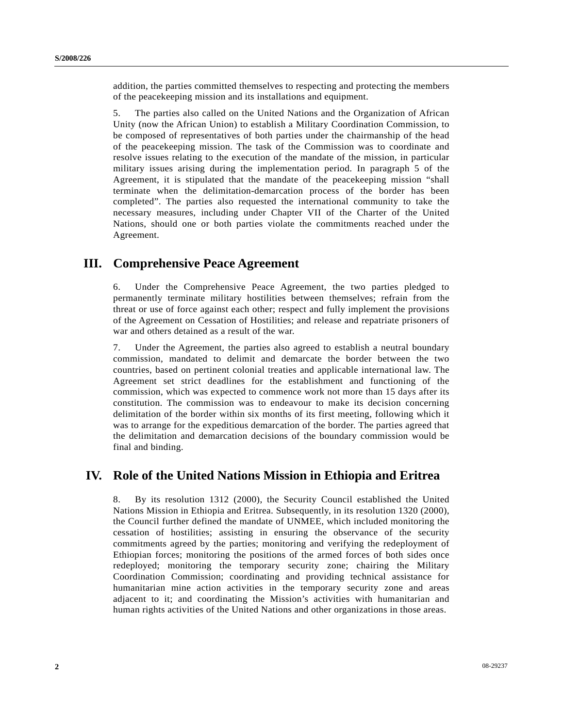addition, the parties committed themselves to respecting and protecting the members of the peacekeeping mission and its installations and equipment.

5. The parties also called on the United Nations and the Organization of African Unity (now the African Union) to establish a Military Coordination Commission, to be composed of representatives of both parties under the chairmanship of the head of the peacekeeping mission. The task of the Commission was to coordinate and resolve issues relating to the execution of the mandate of the mission, in particular military issues arising during the implementation period. In paragraph 5 of the Agreement, it is stipulated that the mandate of the peacekeeping mission "shall terminate when the delimitation-demarcation process of the border has been completed". The parties also requested the international community to take the necessary measures, including under Chapter VII of the Charter of the United Nations, should one or both parties violate the commitments reached under the Agreement.

## III. Comprehensive Peace Agreement

6. Under the Comprehensive Peace Agreement, the two parties pledged to permanently terminate military hostilities between themselves; refrain from the threat or use of force against each other; respect and fully implement the provisions of the Agreement on Cessation of Hostilities; and release and repatriate prisoners of war and others detained as a result of the war.

7. Under the Agreement, the parties also agreed to establish a neutral boundary commission, mandated to delimit and demarcate the border between the two countries, based on pertinent colonial treaties and applicable international law. The Agreement set strict deadlines for the establishment and functioning of the commission, which was expected to commence work not more than 15 days after its constitution. The commission was to endeavour to make its decision concerning delimitation of the border within six months of its first meeting, following which it was to arrange for the expeditious demarcation of the border. The parties agreed that the delimitation and demarcation decisions of the boundary commission would be final and binding.

## IV. Role of the United Nations Mission in Ethiopia and Eritrea

8. By its resolution 1312 (2000), the Security Council established the United Nations Mission in Ethiopia and Eritrea. Subsequently, in its resolution 1320 (2000), the Council further defined the mandate of UNMEE, which included monitoring the cessation of hostilities; assisting in ensuring the observance of the security commitments agreed by the parties; monitoring and verifying the redeployment of Ethiopian forces; monitoring the positions of the armed forces of both sides once redeployed; monitoring the temporary security zone; chairing the Military Coordination Commission; coordinating and providing technical assistance for humanitarian mine action activities in the temporary security zone and areas adjacent to it; and coordinating the Mission's activities with humanitarian and human rights activities of the United Nations and other organizations in those areas.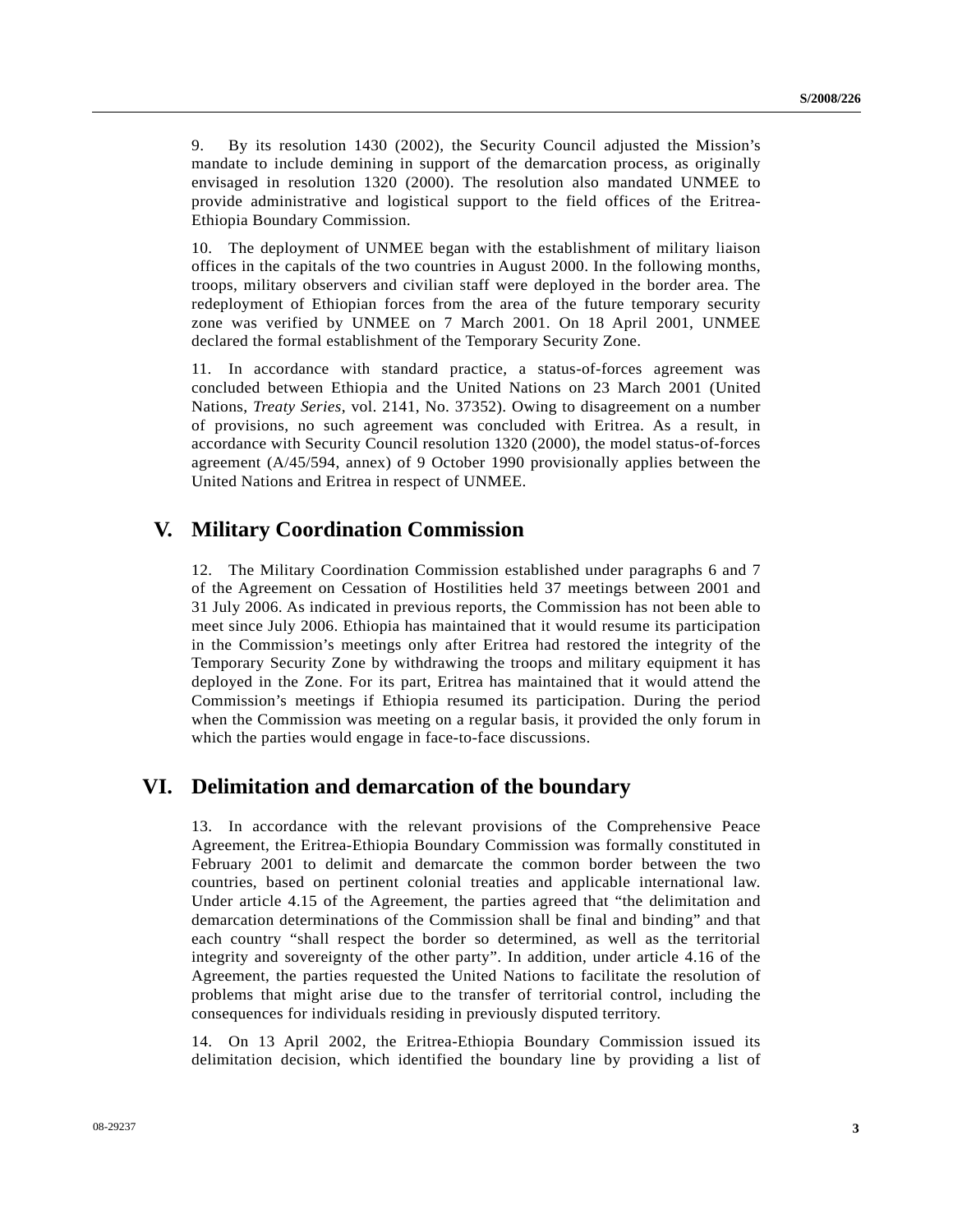9. By its resolution 1430 (2002), the Security Council adjusted the Mission's mandate to include demining in support of the demarcation process, as originally envisaged in resolution 1320 (2000). The resolution also mandated UNMEE to provide administrative and logistical support to the field offices of the Eritrea-Ethiopia Boundary Commission.

10. The deployment of UNMEE began with the establishment of military liaison offices in the capitals of the two countries in August 2000. In the following months, troops, military observers and civilian staff were deployed in the border area. The redeployment of Ethiopian forces from the area of the future temporary security zone was verified by UNMEE on 7 March 2001. On 18 April 2001, UNMEE declared the formal establishment of the Temporary Security Zone.

11. In accordance with standard practice, a status-of-forces agreement was concluded between Ethiopia and the United Nations on 23 March 2001 (United Nations, *Treaty Series*, vol. 2141, No. 37352). Owing to disagreement on a number of provisions, no such agreement was concluded with Eritrea. As a result, in accordance with Security Council resolution 1320 (2000), the model status-of-forces agreement (A/45/594, annex) of 9 October 1990 provisionally applies between the United Nations and Eritrea in respect of UNMEE.

# V. Military Coordination Commission

12. The Military Coordination Commission established under paragraphs 6 and 7 of the Agreement on Cessation of Hostilities held 37 meetings between 2001 and 31 July 2006. As indicated in previous reports, the Commission has not been able to meet since July 2006. Ethiopia has maintained that it would resume its participation in the Commission's meetings only after Eritrea had restored the integrity of the Temporary Security Zone by withdrawing the troops and military equipment it has deployed in the Zone. For its part, Eritrea has maintained that it would attend the Commission's meetings if Ethiopia resumed its participation. During the period when the Commission was meeting on a regular basis, it provided the only forum in which the parties would engage in face-to-face discussions.

# VI. Delimitation and demarcation of the boundary

13. In accordance with the relevant provisions of the Comprehensive Peace Agreement, the Eritrea-Ethiopia Boundary Commission was formally constituted in February 2001 to delimit and demarcate the common border between the two countries, based on pertinent colonial treaties and applicable international law. Under article 4.15 of the Agreement, the parties agreed that "the delimitation and demarcation determinations of the Commission shall be final and binding" and that each country "shall respect the border so determined, as well as the territorial integrity and sovereignty of the other party". In addition, under article 4.16 of the Agreement, the parties requested the United Nations to facilitate the resolution of problems that might arise due to the transfer of territorial control, including the consequences for individuals residing in previously disputed territory.

14. On 13 April 2002, the Eritrea-Ethiopia Boundary Commission issued its delimitation decision, which identified the boundary line by providing a list of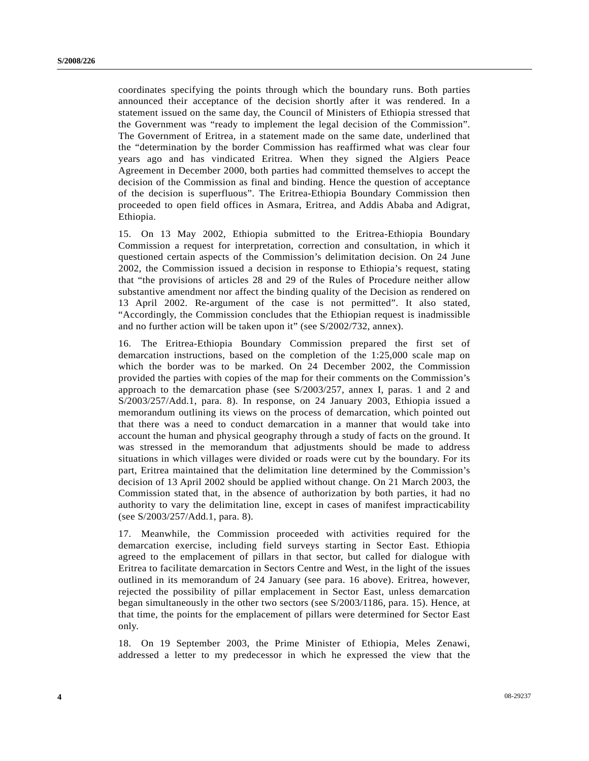coordinates specifying the points through which the boundary runs. Both parties announced their acceptance of the decision shortly after it was rendered. In a statement issued on the same day, the Council of Ministers of Ethiopia stressed that the Government was "ready to implement the legal decision of the Commission". The Government of Eritrea, in a statement made on the same date, underlined that the "determination by the border Commission has reaffirmed what was clear four years ago and has vindicated Eritrea. When they signed the Algiers Peace Agreement in December 2000, both parties had committed themselves to accept the decision of the Commission as final and binding. Hence the question of acceptance of the decision is superfluous". The Eritrea-Ethiopia Boundary Commission then proceeded to open field offices in Asmara, Eritrea, and Addis Ababa and Adigrat, Ethiopia.

15. On 13 May 2002, Ethiopia submitted to the Eritrea-Ethiopia Boundary Commission a request for interpretation, correction and consultation, in which it questioned certain aspects of the Commission's delimitation decision. On 24 June 2002, the Commission issued a decision in response to Ethiopia's request, stating that "the provisions of articles 28 and 29 of the Rules of Procedure neither allow substantive amendment nor affect the binding quality of the Decision as rendered on 13 April 2002. Re-argument of the case is not permitted". It also stated, "Accordingly, the Commission concludes that the Ethiopian request is inadmissible and no further action will be taken upon it" (see S/2002/732, annex).

16. The Eritrea-Ethiopia Boundary Commission prepared the first set of demarcation instructions, based on the completion of the 1:25,000 scale map on which the border was to be marked. On 24 December 2002, the Commission provided the parties with copies of the map for their comments on the Commission's approach to the demarcation phase (see S/2003/257, annex I, paras. 1 and 2 and S/2003/257/Add.1, para. 8). In response, on 24 January 2003, Ethiopia issued a memorandum outlining its views on the process of demarcation, which pointed out that there was a need to conduct demarcation in a manner that would take into account the human and physical geography through a study of facts on the ground. It was stressed in the memorandum that adjustments should be made to address situations in which villages were divided or roads were cut by the boundary. For its part, Eritrea maintained that the delimitation line determined by the Commission's decision of 13 April 2002 should be applied without change. On 21 March 2003, the Commission stated that, in the absence of authorization by both parties, it had no authority to vary the delimitation line, except in cases of manifest impracticability (see S/2003/257/Add.1, para. 8).

17. Meanwhile, the Commission proceeded with activities required for the demarcation exercise, including field surveys starting in Sector East. Ethiopia agreed to the emplacement of pillars in that sector, but called for dialogue with Eritrea to facilitate demarcation in Sectors Centre and West, in the light of the issues outlined in its memorandum of 24 January (see para. 16 above). Eritrea, however, rejected the possibility of pillar emplacement in Sector East, unless demarcation began simultaneously in the other two sectors (see S/2003/1186, para. 15). Hence, at that time, the points for the emplacement of pillars were determined for Sector East only.

18. On 19 September 2003, the Prime Minister of Ethiopia, Meles Zenawi, addressed a letter to my predecessor in which he expressed the view that the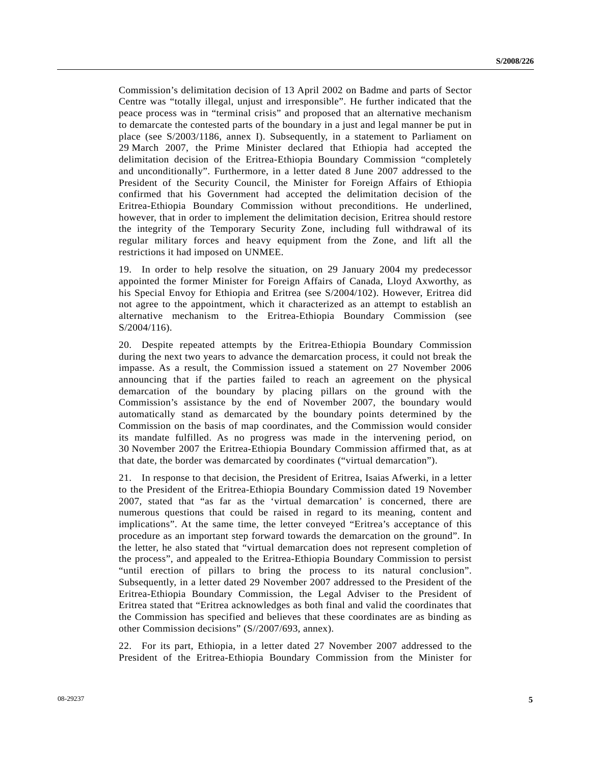Commission's delimitation decision of 13 April 2002 on Badme and parts of Sector Centre was "totally illegal, unjust and irresponsible". He further indicated that the peace process was in "terminal crisis" and proposed that an alternative mechanism to demarcate the contested parts of the boundary in a just and legal manner be put in place (see S/2003/1186, annex I). Subsequently, in a statement to Parliament on 29 March 2007, the Prime Minister declared that Ethiopia had accepted the delimitation decision of the Eritrea-Ethiopia Boundary Commission "completely and unconditionally". Furthermore, in a letter dated 8 June 2007 addressed to the President of the Security Council, the Minister for Foreign Affairs of Ethiopia confirmed that his Government had accepted the delimitation decision of the Eritrea-Ethiopia Boundary Commission without preconditions. He underlined, however, that in order to implement the delimitation decision, Eritrea should restore the integrity of the Temporary Security Zone, including full withdrawal of its regular military forces and heavy equipment from the Zone, and lift all the restrictions it had imposed on UNMEE.

19. In order to help resolve the situation, on 29 January 2004 my predecessor appointed the former Minister for Foreign Affairs of Canada, Lloyd Axworthy, as his Special Envoy for Ethiopia and Eritrea (see S/2004/102). However, Eritrea did not agree to the appointment, which it characterized as an attempt to establish an alternative mechanism to the Eritrea-Ethiopia Boundary Commission (see S/2004/116).

20. Despite repeated attempts by the Eritrea-Ethiopia Boundary Commission during the next two years to advance the demarcation process, it could not break the impasse. As a result, the Commission issued a statement on 27 November 2006 announcing that if the parties failed to reach an agreement on the physical demarcation of the boundary by placing pillars on the ground with the Commission's assistance by the end of November 2007, the boundary would automatically stand as demarcated by the boundary points determined by the Commission on the basis of map coordinates, and the Commission would consider its mandate fulfilled. As no progress was made in the intervening period, on 30 November 2007 the Eritrea-Ethiopia Boundary Commission affirmed that, as at that date, the border was demarcated by coordinates ("virtual demarcation").

21. In response to that decision, the President of Eritrea, Isaias Afwerki, in a letter to the President of the Eritrea-Ethiopia Boundary Commission dated 19 November 2007, stated that "as far as the 'virtual demarcation' is concerned, there are numerous questions that could be raised in regard to its meaning, content and implications". At the same time, the letter conveyed "Eritrea's acceptance of this procedure as an important step forward towards the demarcation on the ground". In the letter, he also stated that "virtual demarcation does not represent completion of the process", and appealed to the Eritrea-Ethiopia Boundary Commission to persist "until erection of pillars to bring the process to its natural conclusion". Subsequently, in a letter dated 29 November 2007 addressed to the President of the Eritrea-Ethiopia Boundary Commission, the Legal Adviser to the President of Eritrea stated that "Eritrea acknowledges as both final and valid the coordinates that the Commission has specified and believes that these coordinates are as binding as other Commission decisions" (S//2007/693, annex).

22. For its part, Ethiopia, in a letter dated 27 November 2007 addressed to the President of the Eritrea-Ethiopia Boundary Commission from the Minister for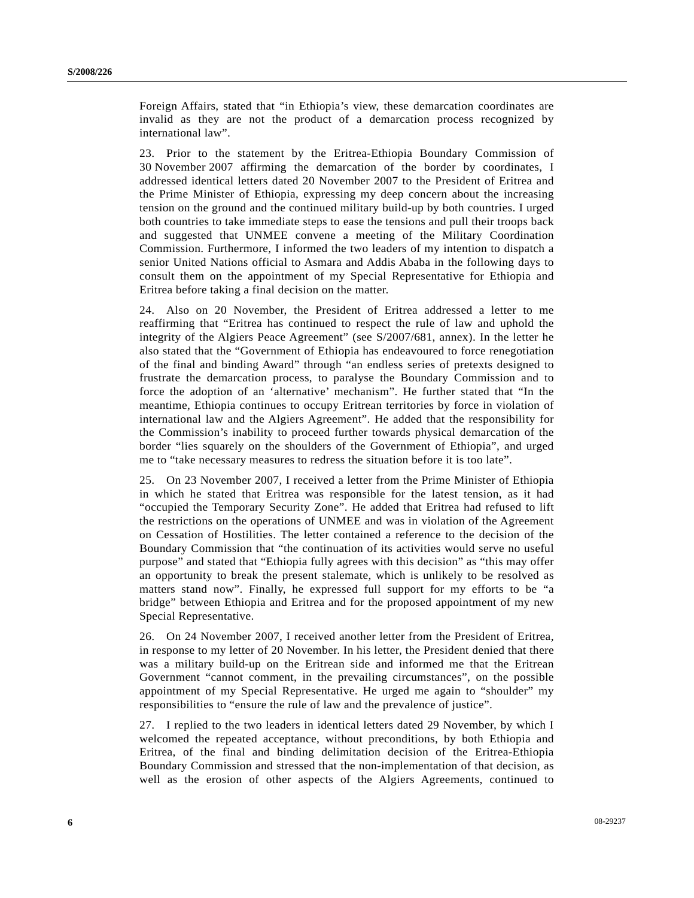Foreign Affairs, stated that "in Ethiopia's view, these demarcation coordinates are invalid as they are not the product of a demarcation process recognized by international law".

23. Prior to the statement by the Eritrea-Ethiopia Boundary Commission of 30 November 2007 affirming the demarcation of the border by coordinates, I addressed identical letters dated 20 November 2007 to the President of Eritrea and the Prime Minister of Ethiopia, expressing my deep concern about the increasing tension on the ground and the continued military build-up by both countries. I urged both countries to take immediate steps to ease the tensions and pull their troops back and suggested that UNMEE convene a meeting of the Military Coordination Commission. Furthermore, I informed the two leaders of my intention to dispatch a senior United Nations official to Asmara and Addis Ababa in the following days to consult them on the appointment of my Special Representative for Ethiopia and Eritrea before taking a final decision on the matter.

24. Also on 20 November, the President of Eritrea addressed a letter to me reaffirming that "Eritrea has continued to respect the rule of law and uphold the integrity of the Algiers Peace Agreement" (see S/2007/681, annex). In the letter he also stated that the "Government of Ethiopia has endeavoured to force renegotiation of the final and binding Award" through "an endless series of pretexts designed to frustrate the demarcation process, to paralyse the Boundary Commission and to force the adoption of an 'alternative' mechanism". He further stated that "In the meantime, Ethiopia continues to occupy Eritrean territories by force in violation of international law and the Algiers Agreement". He added that the responsibility for the Commission's inability to proceed further towards physical demarcation of the border "lies squarely on the shoulders of the Government of Ethiopia", and urged me to "take necessary measures to redress the situation before it is too late".

25. On 23 November 2007, I received a letter from the Prime Minister of Ethiopia in which he stated that Eritrea was responsible for the latest tension, as it had "occupied the Temporary Security Zone". He added that Eritrea had refused to lift the restrictions on the operations of UNMEE and was in violation of the Agreement on Cessation of Hostilities. The letter contained a reference to the decision of the Boundary Commission that "the continuation of its activities would serve no useful purpose" and stated that "Ethiopia fully agrees with this decision" as "this may offer an opportunity to break the present stalemate, which is unlikely to be resolved as matters stand now". Finally, he expressed full support for my efforts to be "a bridge" between Ethiopia and Eritrea and for the proposed appointment of my new Special Representative.

26. On 24 November 2007, I received another letter from the President of Eritrea, in response to my letter of 20 November. In his letter, the President denied that there was a military build-up on the Eritrean side and informed me that the Eritrean Government "cannot comment, in the prevailing circumstances", on the possible appointment of my Special Representative. He urged me again to "shoulder" my responsibilities to "ensure the rule of law and the prevalence of justice".

27. I replied to the two leaders in identical letters dated 29 November, by which I welcomed the repeated acceptance, without preconditions, by both Ethiopia and Eritrea, of the final and binding delimitation decision of the Eritrea-Ethiopia Boundary Commission and stressed that the non-implementation of that decision, as well as the erosion of other aspects of the Algiers Agreements, continued to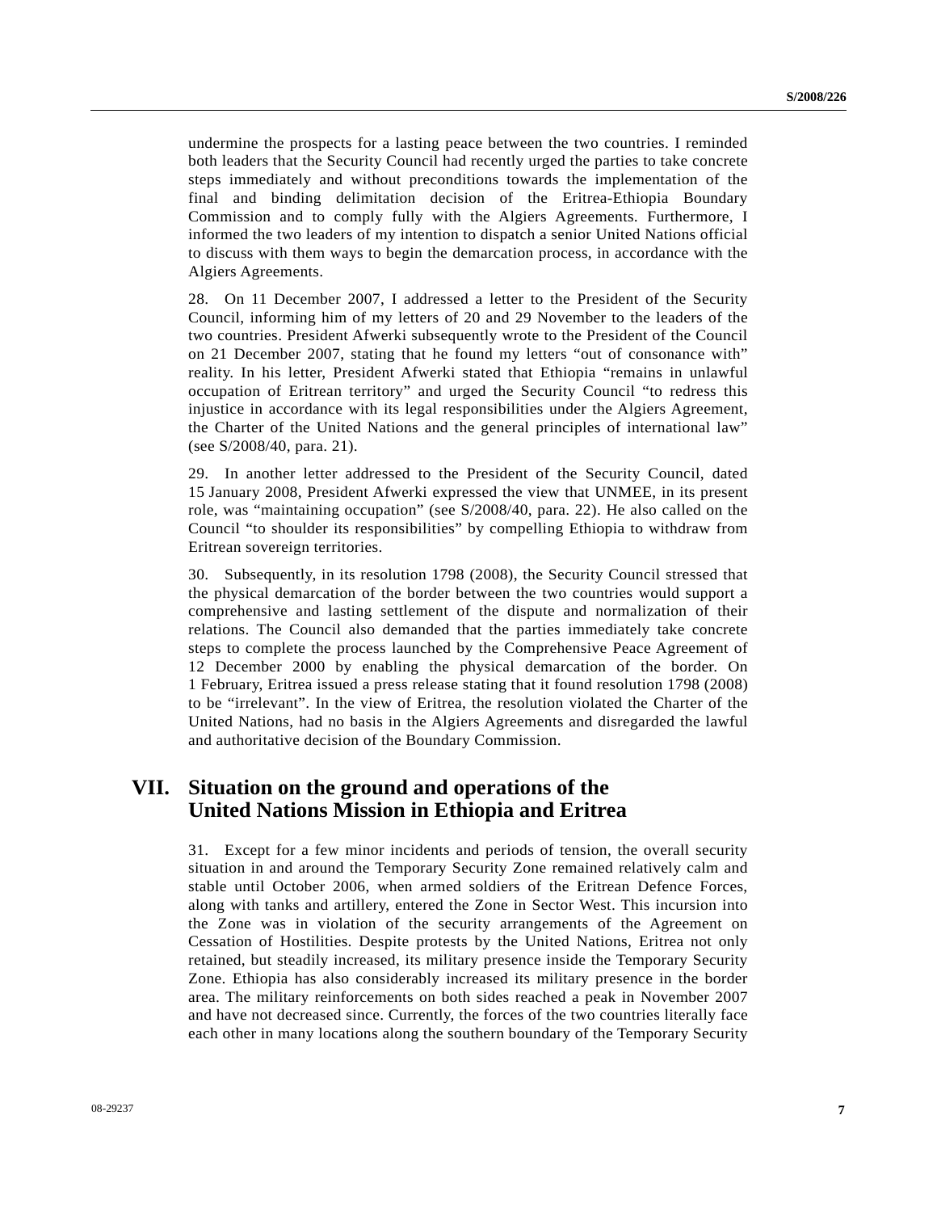undermine the prospects for a lasting peace between the two countries. I reminded both leaders that the Security Council had recently urged the parties to take concrete steps immediately and without preconditions towards the implementation of the final and binding delimitation decision of the Eritrea-Ethiopia Boundary Commission and to comply fully with the Algiers Agreements. Furthermore, I informed the two leaders of my intention to dispatch a senior United Nations official to discuss with them ways to begin the demarcation process, in accordance with the Algiers Agreements.

28. On 11 December 2007, I addressed a letter to the President of the Security Council, informing him of my letters of 20 and 29 November to the leaders of the two countries. President Afwerki subsequently wrote to the President of the Council on 21 December 2007, stating that he found my letters "out of consonance with" reality. In his letter, President Afwerki stated that Ethiopia "remains in unlawful occupation of Eritrean territory" and urged the Security Council "to redress this injustice in accordance with its legal responsibilities under the Algiers Agreement, the Charter of the United Nations and the general principles of international law" (see S/2008/40, para. 21).

29. In another letter addressed to the President of the Security Council, dated 15 January 2008, President Afwerki expressed the view that UNMEE, in its present role, was "maintaining occupation" (see S/2008/40, para. 22). He also called on the Council "to shoulder its responsibilities" by compelling Ethiopia to withdraw from Eritrean sovereign territories.

30. Subsequently, in its resolution 1798 (2008), the Security Council stressed that the physical demarcation of the border between the two countries would support a comprehensive and lasting settlement of the dispute and normalization of their relations. The Council also demanded that the parties immediately take concrete steps to complete the process launched by the Comprehensive Peace Agreement of 12 December 2000 by enabling the physical demarcation of the border. On 1 February, Eritrea issued a press release stating that it found resolution 1798 (2008) to be "irrelevant". In the view of Eritrea, the resolution violated the Charter of the United Nations, had no basis in the Algiers Agreements and disregarded the lawful and authoritative decision of the Boundary Commission.

## VII. Situation on the ground and operations of the United Nations Mission in Ethiopia and Eritrea

31. Except for a few minor incidents and periods of tension, the overall security situation in and around the Temporary Security Zone remained relatively calm and stable until October 2006, when armed soldiers of the Eritrean Defence Forces, along with tanks and artillery, entered the Zone in Sector West. This incursion into the Zone was in violation of the security arrangements of the Agreement on Cessation of Hostilities. Despite protests by the United Nations, Eritrea not only retained, but steadily increased, its military presence inside the Temporary Security Zone. Ethiopia has also considerably increased its military presence in the border area. The military reinforcements on both sides reached a peak in November 2007 and have not decreased since. Currently, the forces of the two countries literally face each other in many locations along the southern boundary of the Temporary Security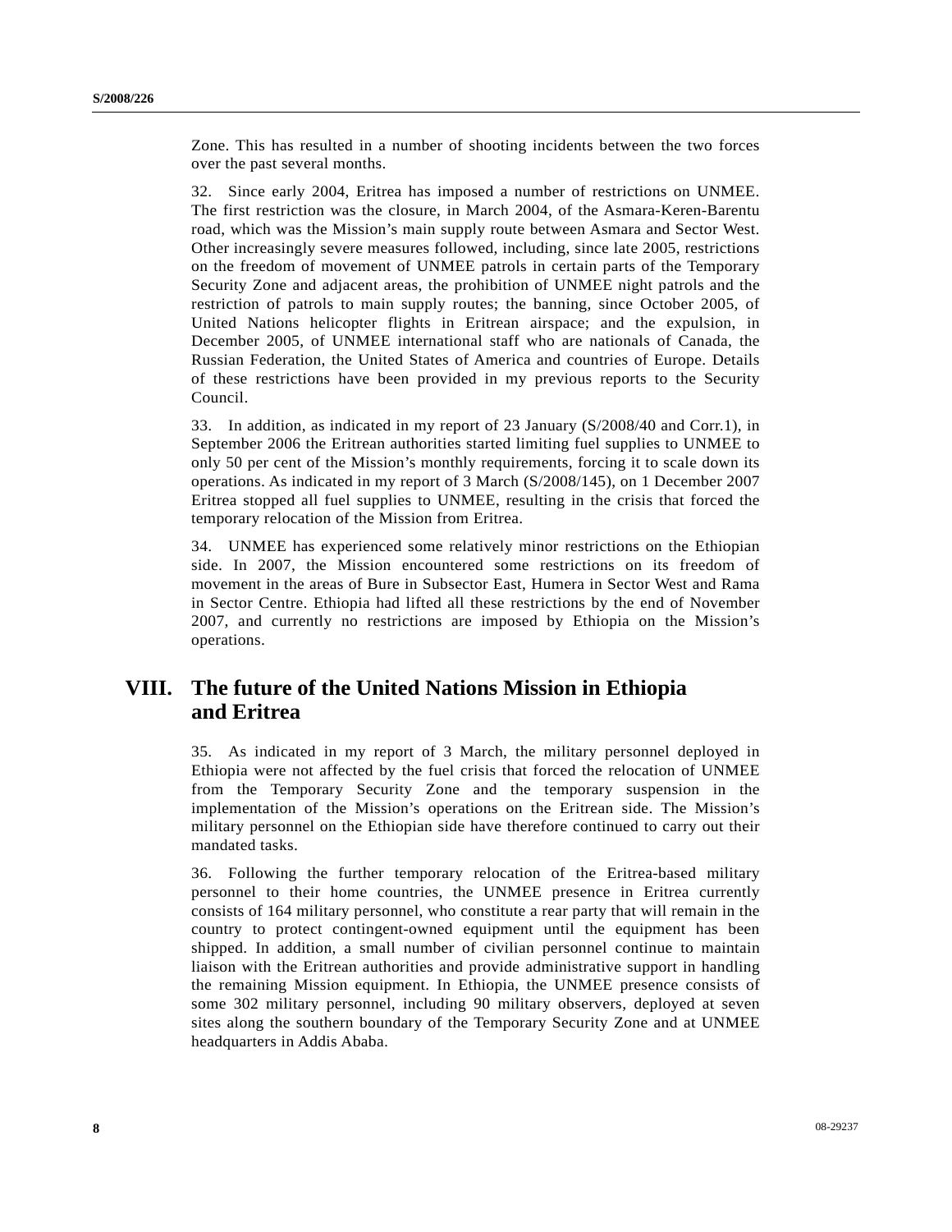Zone. This has resulted in a number of shooting incidents between the two forces over the past several months.

32. Since early 2004, Eritrea has imposed a number of restrictions on UNMEE. The first restriction was the closure, in March 2004, of the Asmara-Keren-Barentu road, which was the Mission's main supply route between Asmara and Sector West. Other increasingly severe measures followed, including, since late 2005, restrictions on the freedom of movement of UNMEE patrols in certain parts of the Temporary Security Zone and adjacent areas, the prohibition of UNMEE night patrols and the restriction of patrols to main supply routes; the banning, since October 2005, of United Nations helicopter flights in Eritrean airspace; and the expulsion, in December 2005, of UNMEE international staff who are nationals of Canada, the Russian Federation, the United States of America and countries of Europe. Details of these restrictions have been provided in my previous reports to the Security Council.

33. In addition, as indicated in my report of 23 January (S/2008/40 and Corr.1), in September 2006 the Eritrean authorities started limiting fuel supplies to UNMEE to only 50 per cent of the Mission's monthly requirements, forcing it to scale down its operations. As indicated in my report of 3 March (S/2008/145), on 1 December 2007 Eritrea stopped all fuel supplies to UNMEE, resulting in the crisis that forced the temporary relocation of the Mission from Eritrea.

34. UNMEE has experienced some relatively minor restrictions on the Ethiopian side. In 2007, the Mission encountered some restrictions on its freedom of movement in the areas of Bure in Subsector East, Humera in Sector West and Rama in Sector Centre. Ethiopia had lifted all these restrictions by the end of November 2007, and currently no restrictions are imposed by Ethiopia on the Mission's operations.

## VIII. The future of the United Nations Mission in Ethiopia and Eritrea

35. As indicated in my report of 3 March, the military personnel deployed in Ethiopia were not affected by the fuel crisis that forced the relocation of UNMEE from the Temporary Security Zone and the temporary suspension in the implementation of the Mission's operations on the Eritrean side. The Mission's military personnel on the Ethiopian side have therefore continued to carry out their mandated tasks.

36. Following the further temporary relocation of the Eritrea-based military personnel to their home countries, the UNMEE presence in Eritrea currently consists of 164 military personnel, who constitute a rear party that will remain in the country to protect contingent-owned equipment until the equipment has been shipped. In addition, a small number of civilian personnel continue to maintain liaison with the Eritrean authorities and provide administrative support in handling the remaining Mission equipment. In Ethiopia, the UNMEE presence consists of some 302 military personnel, including 90 military observers, deployed at seven sites along the southern boundary of the Temporary Security Zone and at UNMEE headquarters in Addis Ababa.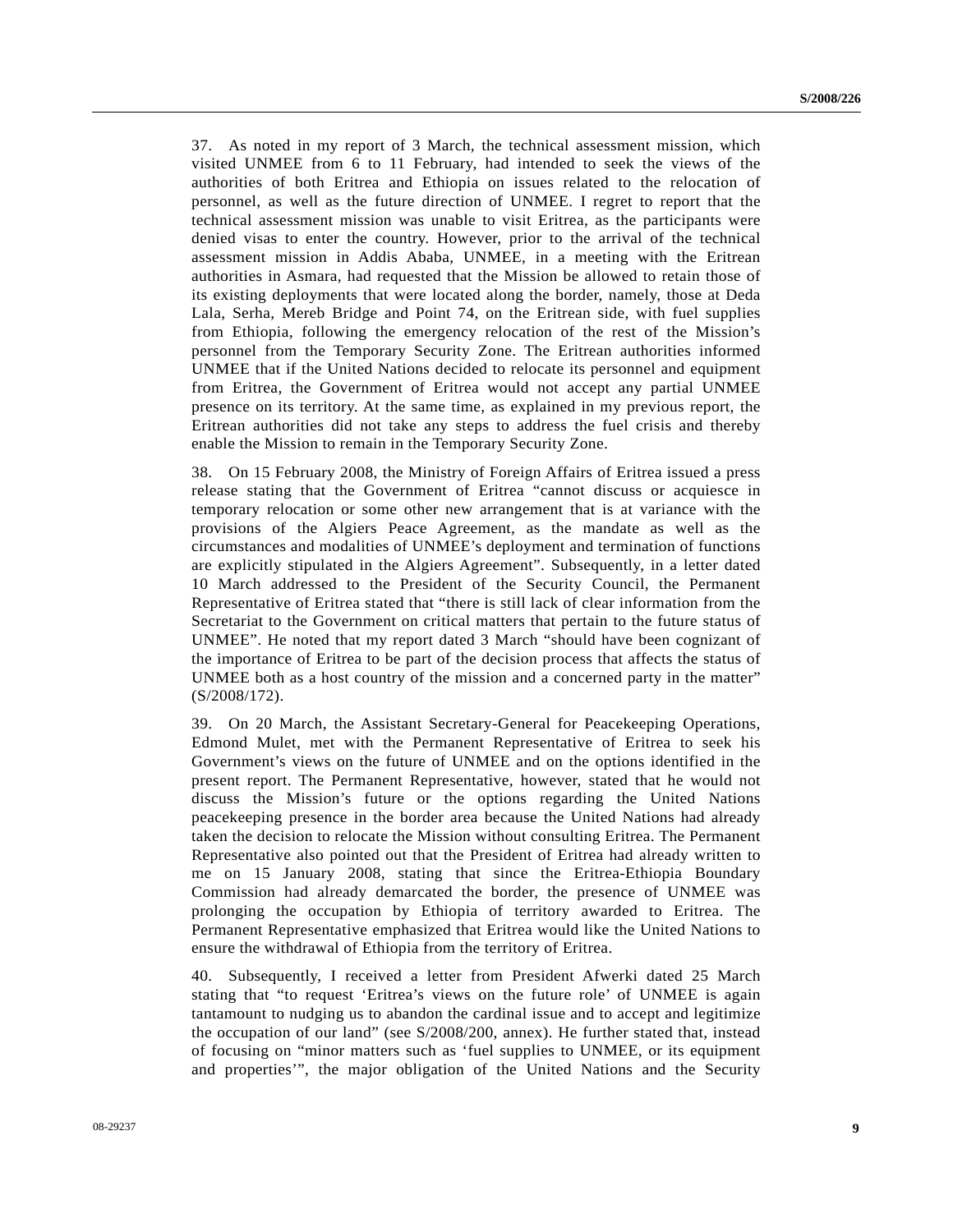37. As noted in my report of 3 March, the technical assessment mission, which visited UNMEE from 6 to 11 February, had intended to seek the views of the authorities of both Eritrea and Ethiopia on issues related to the relocation of personnel, as well as the future direction of UNMEE. I regret to report that the technical assessment mission was unable to visit Eritrea, as the participants were denied visas to enter the country. However, prior to the arrival of the technical assessment mission in Addis Ababa, UNMEE, in a meeting with the Eritrean authorities in Asmara, had requested that the Mission be allowed to retain those of its existing deployments that were located along the border, namely, those at Deda Lala, Serha, Mereb Bridge and Point 74, on the Eritrean side, with fuel supplies from Ethiopia, following the emergency relocation of the rest of the Mission's personnel from the Temporary Security Zone. The Eritrean authorities informed UNMEE that if the United Nations decided to relocate its personnel and equipment from Eritrea, the Government of Eritrea would not accept any partial UNMEE presence on its territory. At the same time, as explained in my previous report, the Eritrean authorities did not take any steps to address the fuel crisis and thereby enable the Mission to remain in the Temporary Security Zone.

38. On 15 February 2008, the Ministry of Foreign Affairs of Eritrea issued a press release stating that the Government of Eritrea "cannot discuss or acquiesce in temporary relocation or some other new arrangement that is at variance with the provisions of the Algiers Peace Agreement, as the mandate as well as the circumstances and modalities of UNMEE's deployment and termination of functions are explicitly stipulated in the Algiers Agreement". Subsequently, in a letter dated 10 March addressed to the President of the Security Council, the Permanent Representative of Eritrea stated that "there is still lack of clear information from the Secretariat to the Government on critical matters that pertain to the future status of UNMEE". He noted that my report dated 3 March "should have been cognizant of the importance of Eritrea to be part of the decision process that affects the status of UNMEE both as a host country of the mission and a concerned party in the matter" (S/2008/172).

39. On 20 March, the Assistant Secretary-General for Peacekeeping Operations, Edmond Mulet, met with the Permanent Representative of Eritrea to seek his Government's views on the future of UNMEE and on the options identified in the present report. The Permanent Representative, however, stated that he would not discuss the Mission's future or the options regarding the United Nations peacekeeping presence in the border area because the United Nations had already taken the decision to relocate the Mission without consulting Eritrea. The Permanent Representative also pointed out that the President of Eritrea had already written to me on 15 January 2008, stating that since the Eritrea-Ethiopia Boundary Commission had already demarcated the border, the presence of UNMEE was prolonging the occupation by Ethiopia of territory awarded to Eritrea. The Permanent Representative emphasized that Eritrea would like the United Nations to ensure the withdrawal of Ethiopia from the territory of Eritrea.

40. Subsequently, I received a letter from President Afwerki dated 25 March stating that "to request 'Eritrea's views on the future role' of UNMEE is again tantamount to nudging us to abandon the cardinal issue and to accept and legitimize the occupation of our land" (see S/2008/200, annex). He further stated that, instead of focusing on "minor matters such as 'fuel supplies to UNMEE, or its equipment and properties'", the major obligation of the United Nations and the Security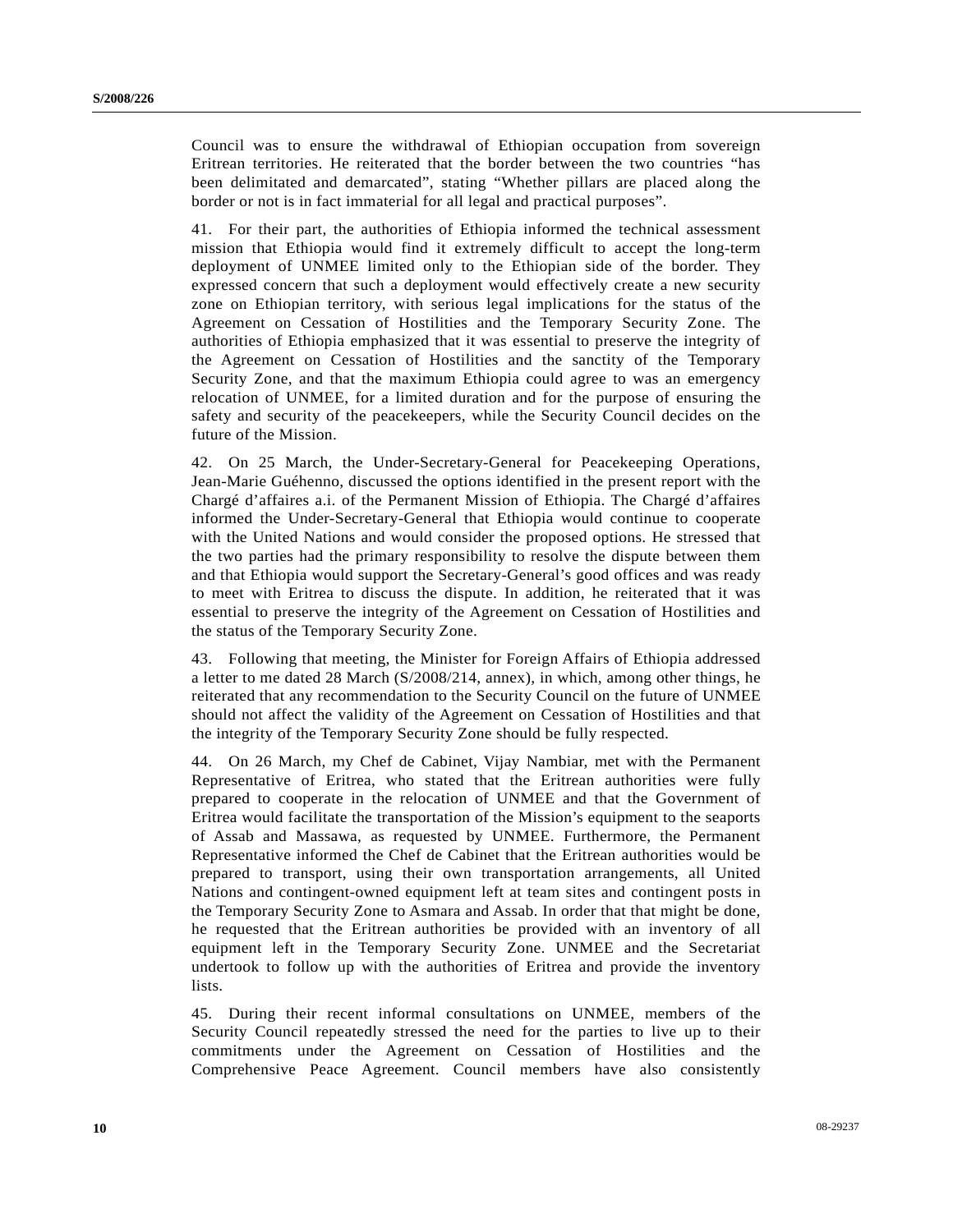Council was to ensure the withdrawal of Ethiopian occupation from sovereign Eritrean territories. He reiterated that the border between the two countries "has been delimitated and demarcated", stating "Whether pillars are placed along the border or not is in fact immaterial for all legal and practical purposes".

41. For their part, the authorities of Ethiopia informed the technical assessment mission that Ethiopia would find it extremely difficult to accept the long-term deployment of UNMEE limited only to the Ethiopian side of the border. They expressed concern that such a deployment would effectively create a new security zone on Ethiopian territory, with serious legal implications for the status of the Agreement on Cessation of Hostilities and the Temporary Security Zone. The authorities of Ethiopia emphasized that it was essential to preserve the integrity of the Agreement on Cessation of Hostilities and the sanctity of the Temporary Security Zone, and that the maximum Ethiopia could agree to was an emergency relocation of UNMEE, for a limited duration and for the purpose of ensuring the safety and security of the peacekeepers, while the Security Council decides on the future of the Mission.

42. On 25 March, the Under-Secretary-General for Peacekeeping Operations, Jean-Marie Guéhenno, discussed the options identified in the present report with the Chargé d'affaires a.i. of the Permanent Mission of Ethiopia. The Chargé d'affaires informed the Under-Secretary-General that Ethiopia would continue to cooperate with the United Nations and would consider the proposed options. He stressed that the two parties had the primary responsibility to resolve the dispute between them and that Ethiopia would support the Secretary-General's good offices and was ready to meet with Eritrea to discuss the dispute. In addition, he reiterated that it was essential to preserve the integrity of the Agreement on Cessation of Hostilities and the status of the Temporary Security Zone.

43. Following that meeting, the Minister for Foreign Affairs of Ethiopia addressed a letter to me dated 28 March (S/2008/214, annex), in which, among other things, he reiterated that any recommendation to the Security Council on the future of UNMEE should not affect the validity of the Agreement on Cessation of Hostilities and that the integrity of the Temporary Security Zone should be fully respected.

44. On 26 March, my Chef de Cabinet, Vijay Nambiar, met with the Permanent Representative of Eritrea, who stated that the Eritrean authorities were fully prepared to cooperate in the relocation of UNMEE and that the Government of Eritrea would facilitate the transportation of the Mission's equipment to the seaports of Assab and Massawa, as requested by UNMEE. Furthermore, the Permanent Representative informed the Chef de Cabinet that the Eritrean authorities would be prepared to transport, using their own transportation arrangements, all United Nations and contingent-owned equipment left at team sites and contingent posts in the Temporary Security Zone to Asmara and Assab. In order that that might be done, he requested that the Eritrean authorities be provided with an inventory of all equipment left in the Temporary Security Zone. UNMEE and the Secretariat undertook to follow up with the authorities of Eritrea and provide the inventory lists.

45. During their recent informal consultations on UNMEE, members of the Security Council repeatedly stressed the need for the parties to live up to their commitments under the Agreement on Cessation of Hostilities and the Comprehensive Peace Agreement. Council members have also consistently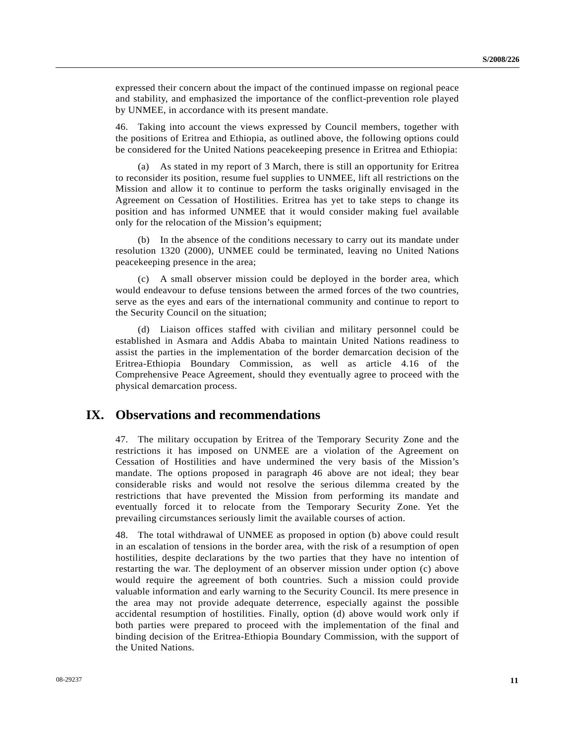expressed their concern about the impact of the continued impasse on regional peace and stability, and emphasized the importance of the conflict-prevention role played by UNMEE, in accordance with its present mandate.

46. Taking into account the views expressed by Council members, together with the positions of Eritrea and Ethiopia, as outlined above, the following options could be considered for the United Nations peacekeeping presence in Eritrea and Ethiopia:

(a) As stated in my report of 3 March, there is still an opportunity for Eritrea to reconsider its position, resume fuel supplies to UNMEE, lift all restrictions on the Mission and allow it to continue to perform the tasks originally envisaged in the Agreement on Cessation of Hostilities. Eritrea has yet to take steps to change its position and has informed UNMEE that it would consider making fuel available only for the relocation of the Mission's equipment;

(b) In the absence of the conditions necessary to carry out its mandate under resolution 1320 (2000), UNMEE could be terminated, leaving no United Nations peacekeeping presence in the area;

(c) A small observer mission could be deployed in the border area, which would endeavour to defuse tensions between the armed forces of the two countries, serve as the eyes and ears of the international community and continue to report to the Security Council on the situation;

(d) Liaison offices staffed with civilian and military personnel could be established in Asmara and Addis Ababa to maintain United Nations readiness to assist the parties in the implementation of the border demarcation decision of the Eritrea-Ethiopia Boundary Commission, as well as article 4.16 of the Comprehensive Peace Agreement, should they eventually agree to proceed with the physical demarcation process.

## IX. Observations and recommendations

47. The military occupation by Eritrea of the Temporary Security Zone and the restrictions it has imposed on UNMEE are a violation of the Agreement on Cessation of Hostilities and have undermined the very basis of the Mission's mandate. The options proposed in paragraph 46 above are not ideal; they bear considerable risks and would not resolve the serious dilemma created by the restrictions that have prevented the Mission from performing its mandate and eventually forced it to relocate from the Temporary Security Zone. Yet the prevailing circumstances seriously limit the available courses of action.

48. The total withdrawal of UNMEE as proposed in option (b) above could result in an escalation of tensions in the border area, with the risk of a resumption of open hostilities, despite declarations by the two parties that they have no intention of restarting the war. The deployment of an observer mission under option (c) above would require the agreement of both countries. Such a mission could provide valuable information and early warning to the Security Council. Its mere presence in the area may not provide adequate deterrence, especially against the possible accidental resumption of hostilities. Finally, option (d) above would work only if both parties were prepared to proceed with the implementation of the final and binding decision of the Eritrea-Ethiopia Boundary Commission, with the support of the United Nations.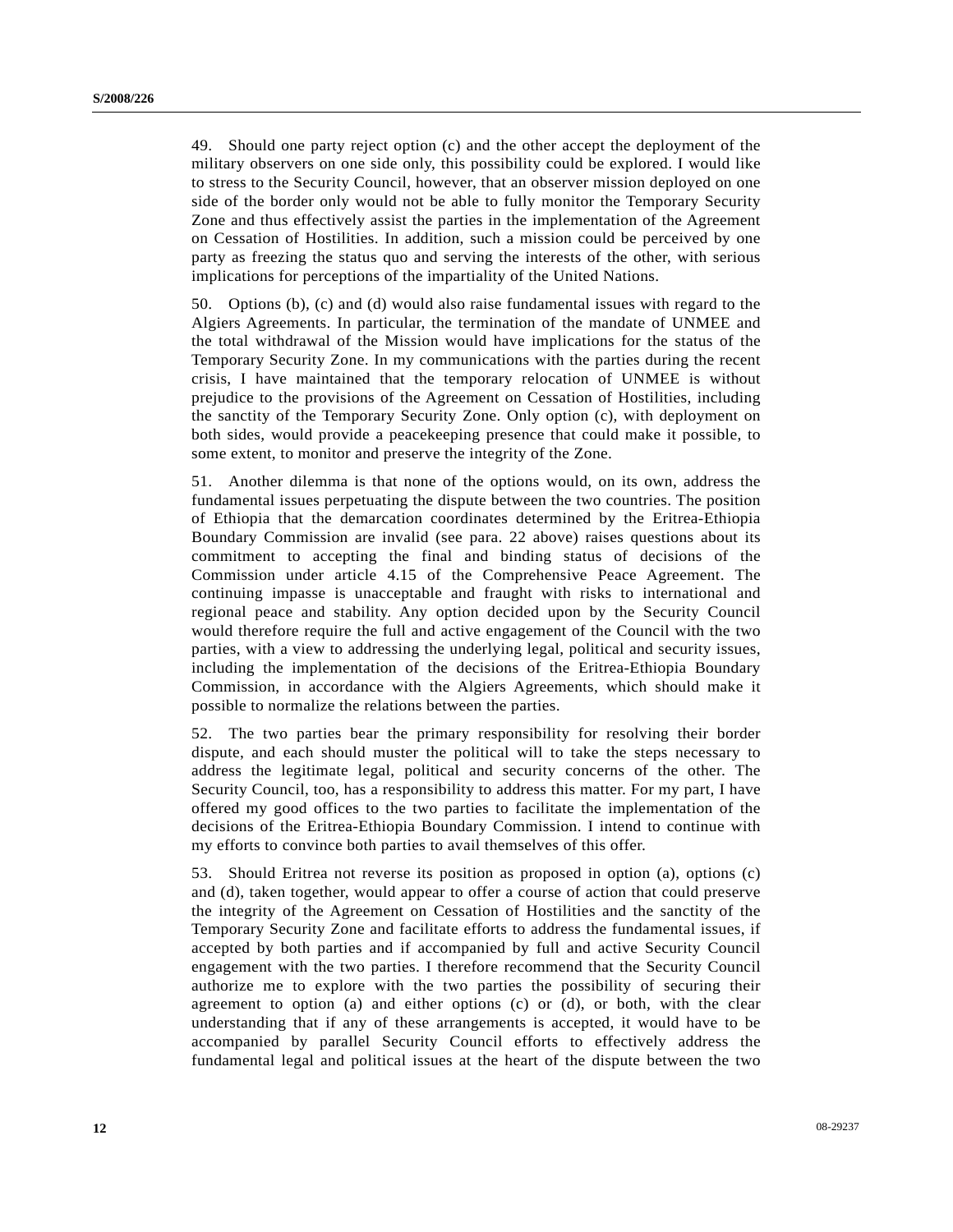49. Should one party reject option (c) and the other accept the deployment of the military observers on one side only, this possibility could be explored. I would like to stress to the Security Council, however, that an observer mission deployed on one side of the border only would not be able to fully monitor the Temporary Security Zone and thus effectively assist the parties in the implementation of the Agreement on Cessation of Hostilities. In addition, such a mission could be perceived by one party as freezing the status quo and serving the interests of the other, with serious implications for perceptions of the impartiality of the United Nations.

50. Options (b), (c) and (d) would also raise fundamental issues with regard to the Algiers Agreements. In particular, the termination of the mandate of UNMEE and the total withdrawal of the Mission would have implications for the status of the Temporary Security Zone. In my communications with the parties during the recent crisis, I have maintained that the temporary relocation of UNMEE is without prejudice to the provisions of the Agreement on Cessation of Hostilities, including the sanctity of the Temporary Security Zone. Only option (c), with deployment on both sides, would provide a peacekeeping presence that could make it possible, to some extent, to monitor and preserve the integrity of the Zone.

51. Another dilemma is that none of the options would, on its own, address the fundamental issues perpetuating the dispute between the two countries. The position of Ethiopia that the demarcation coordinates determined by the Eritrea-Ethiopia Boundary Commission are invalid (see para. 22 above) raises questions about its commitment to accepting the final and binding status of decisions of the Commission under article 4.15 of the Comprehensive Peace Agreement. The continuing impasse is unacceptable and fraught with risks to international and regional peace and stability. Any option decided upon by the Security Council would therefore require the full and active engagement of the Council with the two parties, with a view to addressing the underlying legal, political and security issues, including the implementation of the decisions of the Eritrea-Ethiopia Boundary Commission, in accordance with the Algiers Agreements, which should make it possible to normalize the relations between the parties.

52. The two parties bear the primary responsibility for resolving their border dispute, and each should muster the political will to take the steps necessary to address the legitimate legal, political and security concerns of the other. The Security Council, too, has a responsibility to address this matter. For my part, I have offered my good offices to the two parties to facilitate the implementation of the decisions of the Eritrea-Ethiopia Boundary Commission. I intend to continue with my efforts to convince both parties to avail themselves of this offer.

53. Should Eritrea not reverse its position as proposed in option (a), options (c) and (d), taken together, would appear to offer a course of action that could preserve the integrity of the Agreement on Cessation of Hostilities and the sanctity of the Temporary Security Zone and facilitate efforts to address the fundamental issues, if accepted by both parties and if accompanied by full and active Security Council engagement with the two parties. I therefore recommend that the Security Council authorize me to explore with the two parties the possibility of securing their agreement to option (a) and either options (c) or (d), or both, with the clear understanding that if any of these arrangements is accepted, it would have to be accompanied by parallel Security Council efforts to effectively address the fundamental legal and political issues at the heart of the dispute between the two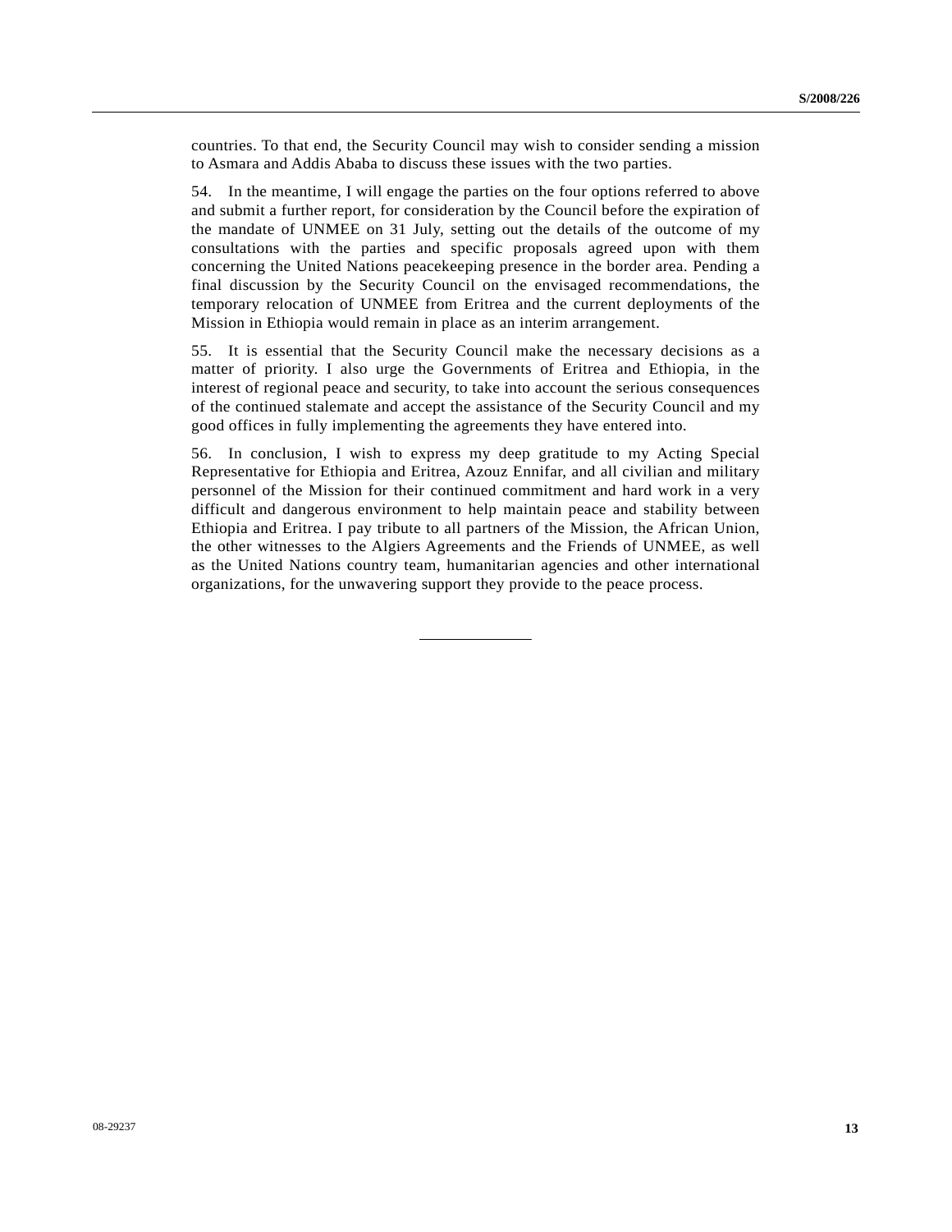countries. To that end, the Security Council may wish to consider sending a mission to Asmara and Addis Ababa to discuss these issues with the two parties.

54. In the meantime, I will engage the parties on the four options referred to above and submit a further report, for consideration by the Council before the expiration of the mandate of UNMEE on 31 July, setting out the details of the outcome of my consultations with the parties and specific proposals agreed upon with them concerning the United Nations peacekeeping presence in the border area. Pending a final discussion by the Security Council on the envisaged recommendations, the temporary relocation of UNMEE from Eritrea and the current deployments of the Mission in Ethiopia would remain in place as an interim arrangement.

55. It is essential that the Security Council make the necessary decisions as a matter of priority. I also urge the Governments of Eritrea and Ethiopia, in the interest of regional peace and security, to take into account the serious consequences of the continued stalemate and accept the assistance of the Security Council and my good offices in fully implementing the agreements they have entered into.

56. In conclusion, I wish to express my deep gratitude to my Acting Special Representative for Ethiopia and Eritrea, Azouz Ennifar, and all civilian and military personnel of the Mission for their continued commitment and hard work in a very difficult and dangerous environment to help maintain peace and stability between Ethiopia and Eritrea. I pay tribute to all partners of the Mission, the African Union, the other witnesses to the Algiers Agreements and the Friends of UNMEE, as well as the United Nations country team, humanitarian agencies and other international organizations, for the unwavering support they provide to the peace process.